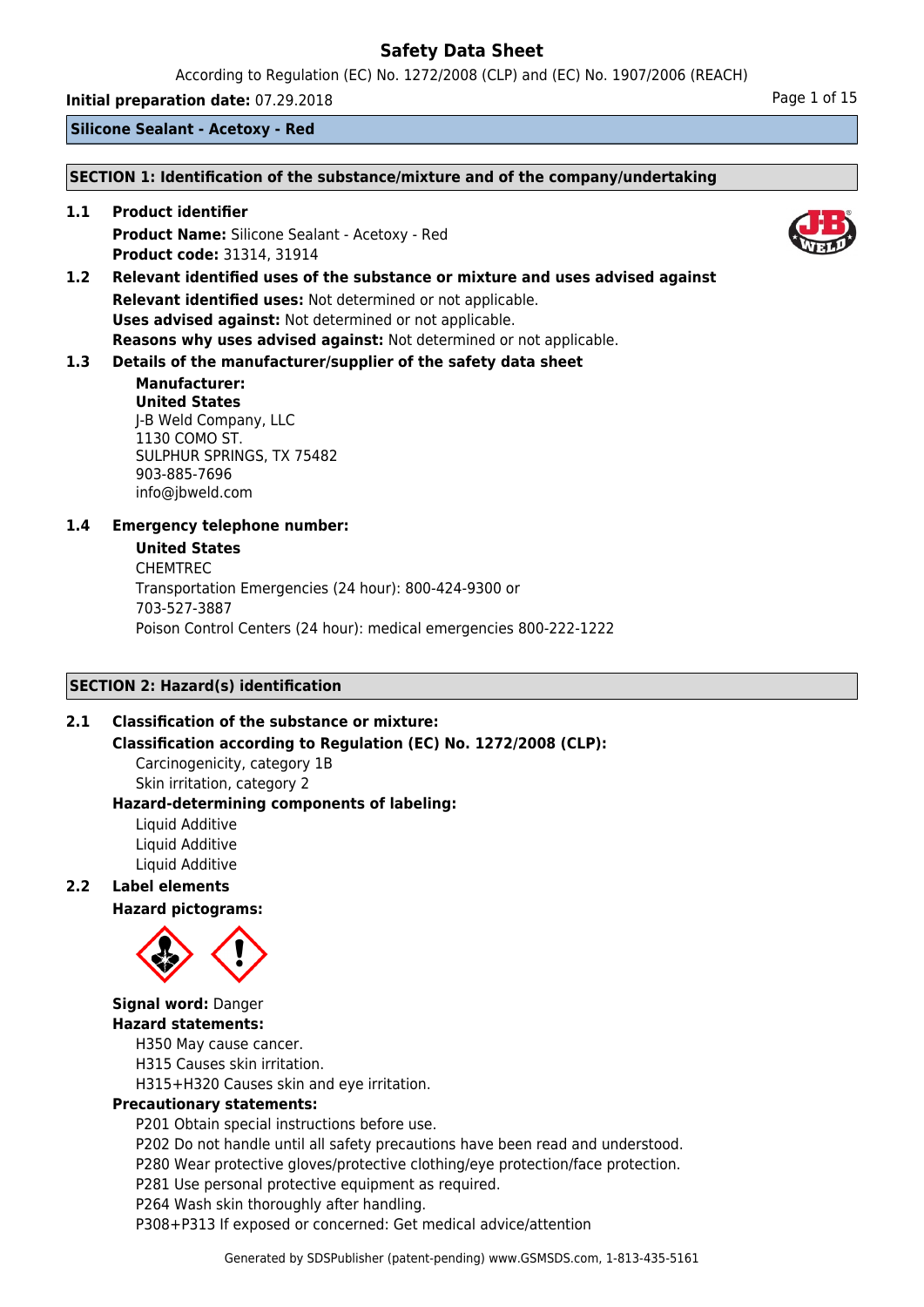# Safety Data Sheet

According to Regulation (EC) No. 1272/2008 (CLP) and (EC) No. 1907/2006 (REACH)

**Initial preparation date:** 07.29.2018

**Silicone Sealant - Acetoxy - Red**

## SECTION 1: Identification of the substance/mixture and of the company/undertaking

**1.1 Product identifier**

**Product Name:** Silicone Sealant - Acetoxy - Red
**Product code:** 31314, 31914

**1.2 Relevant identified uses of the substance or mixture and uses advised against**

**Relevant identified uses:** Not determined or not applicable.
**Uses advised against:** Not determined or not applicable.
**Reasons why uses advised against:** Not determined or not applicable.

**1.3 Details of the manufacturer/supplier of the safety data sheet**

**Manufacturer:**
**United States**
J-B Weld Company, LLC
1130 COMO ST.
SULPHUR SPRINGS, TX 75482
903-885-7696
info@jbweld.com

**1.4 Emergency telephone number:**

**United States**
CHEMTREC
Transportation Emergencies (24 hour): 800-424-9300 or
703-527-3887
Poison Control Centers (24 hour): medical emergencies 800-222-1222

## SECTION 2: Hazard(s) identification

**2.1 Classification of the substance or mixture:**

**Classification according to Regulation (EC) No. 1272/2008 (CLP):**

Carcinogenicity, category 1B
Skin irritation, category 2

**Hazard-determining components of labeling:**

Liquid Additive
Liquid Additive
Liquid Additive

**2.2 Label elements**

**Hazard pictograms:**

**Signal word:** Danger

**Hazard statements:**

H350 May cause cancer.
H315 Causes skin irritation.
H315+H320 Causes skin and eye irritation.

**Precautionary statements:**

P201 Obtain special instructions before use.
P202 Do not handle until all safety precautions have been read and understood.
P280 Wear protective gloves/protective clothing/eye protection/face protection.
P281 Use personal protective equipment as required.
P264 Wash skin thoroughly after handling.
P308+P313 If exposed or concerned: Get medical advice/attention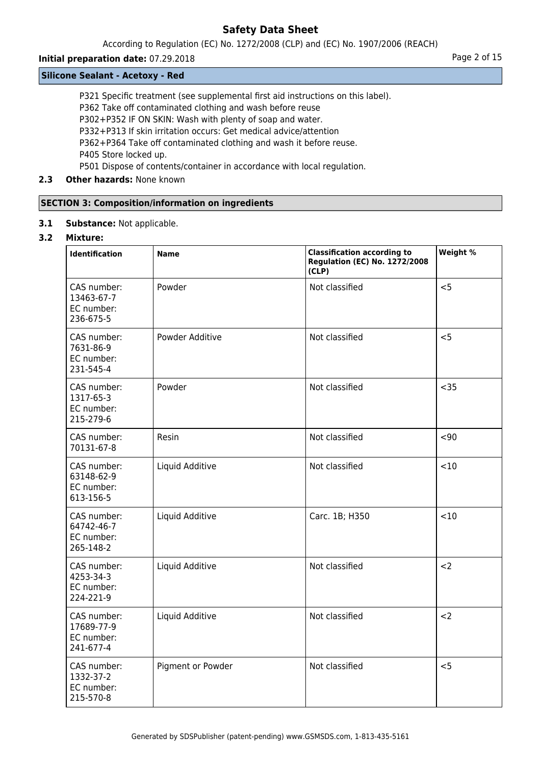P321 Specific treatment (see supplemental first aid instructions on this label).
P362 Take off contaminated clothing and wash before reuse
P302+P352 IF ON SKIN: Wash with plenty of soap and water.
P332+P313 If skin irritation occurs: Get medical advice/attention
P362+P364 Take off contaminated clothing and wash it before reuse.
P405 Store locked up.
P501 Dispose of contents/container in accordance with local regulation.

**2.3 Other hazards:** None known

## SECTION 3: Composition/information on ingredients

**3.1 Substance:** Not applicable.

**3.2 Mixture:**

| Identification | Name | Classification according to Regulation (EC) No. 1272/2008 (CLP) | Weight % |
|---|---|---|---|
| CAS number: 13463-67-7 EC number: 236-675-5 | Powder | Not classified | <5 |
| CAS number: 7631-86-9 EC number: 231-545-4 | Powder Additive | Not classified | <5 |
| CAS number: 1317-65-3 EC number: 215-279-6 | Powder | Not classified | <35 |
| CAS number: 70131-67-8 | Resin | Not classified | <90 |
| CAS number: 63148-62-9 EC number: 613-156-5 | Liquid Additive | Not classified | <10 |
| CAS number: 64742-46-7 EC number: 265-148-2 | Liquid Additive | Carc. 1B; H350 | <10 |
| CAS number: 4253-34-3 EC number: 224-221-9 | Liquid Additive | Not classified | <2 |
| CAS number: 17689-77-9 EC number: 241-677-4 | Liquid Additive | Not classified | <2 |
| CAS number: 1332-37-2 EC number: 215-570-8 | Pigment or Powder | Not classified | <5 |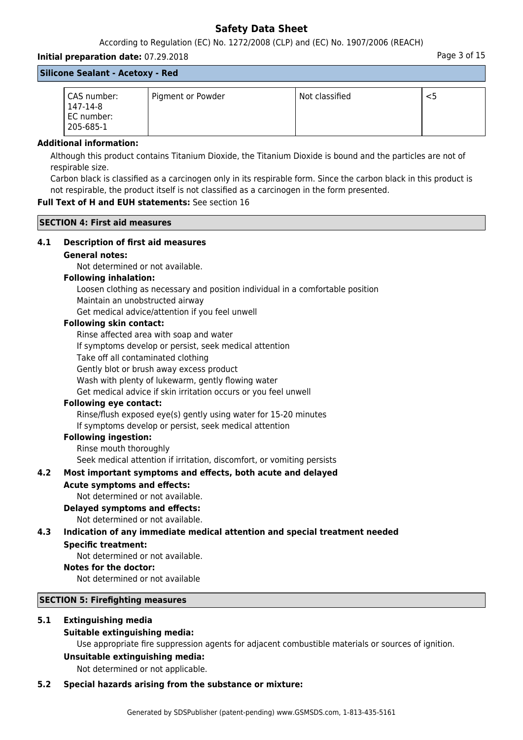**Silicone Sealant - Acetoxy - Red**

| | | | |
|---|---|---|---|
| CAS number: 147-14-8 EC number: 205-685-1 | Pigment or Powder | Not classified | <5 |

**Additional information:**

Although this product contains Titanium Dioxide, the Titanium Dioxide is bound and the particles are not of respirable size.

Carbon black is classified as a carcinogen only in its respirable form. Since the carbon black in this product is not respirable, the product itself is not classified as a carcinogen in the form presented.

**Full Text of H and EUH statements:** See section 16

## SECTION 4: First aid measures

### 4.1 Description of first aid measures

**General notes:**

Not determined or not available.

**Following inhalation:**

Loosen clothing as necessary and position individual in a comfortable position
Maintain an unobstructed airway
Get medical advice/attention if you feel unwell

**Following skin contact:**

Rinse affected area with soap and water
If symptoms develop or persist, seek medical attention
Take off all contaminated clothing
Gently blot or brush away excess product
Wash with plenty of lukewarm, gently flowing water
Get medical advice if skin irritation occurs or you feel unwell

**Following eye contact:**

Rinse/flush exposed eye(s) gently using water for 15-20 minutes
If symptoms develop or persist, seek medical attention

**Following ingestion:**

Rinse mouth thoroughly
Seek medical attention if irritation, discomfort, or vomiting persists

### 4.2 Most important symptoms and effects, both acute and delayed

**Acute symptoms and effects:**

Not determined or not available.

**Delayed symptoms and effects:**

Not determined or not available.

### 4.3 Indication of any immediate medical attention and special treatment needed

**Specific treatment:**

Not determined or not available.

**Notes for the doctor:**

Not determined or not available

## SECTION 5: Firefighting measures

### 5.1 Extinguishing media

**Suitable extinguishing media:**

Use appropriate fire suppression agents for adjacent combustible materials or sources of ignition.

**Unsuitable extinguishing media:**

Not determined or not applicable.

### 5.2 Special hazards arising from the substance or mixture: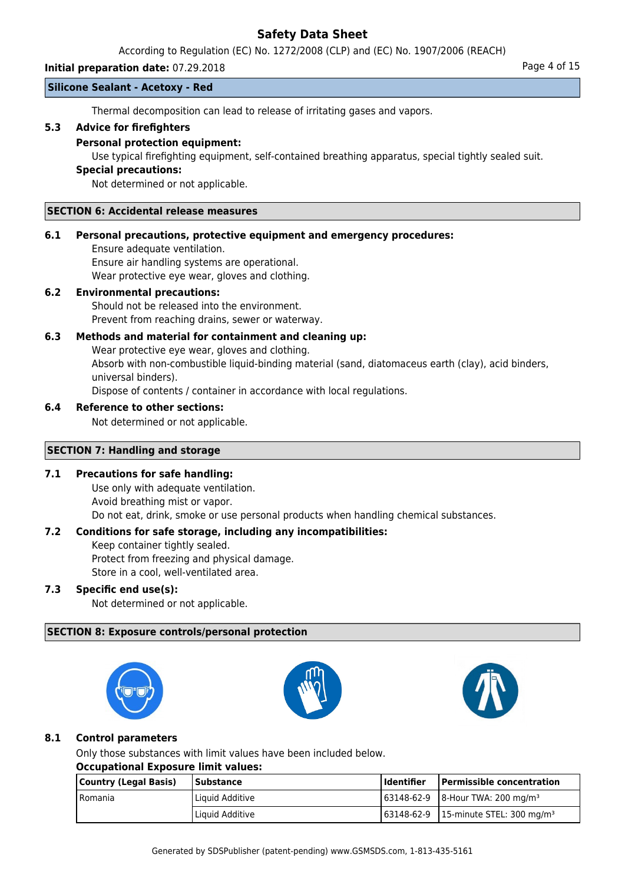Thermal decomposition can lead to release of irritating gases and vapors.

### 5.3 Advice for firefighters

**Personal protection equipment:**

Use typical firefighting equipment, self-contained breathing apparatus, special tightly sealed suit.

**Special precautions:**

Not determined or not applicable.

## SECTION 6: Accidental release measures

### 6.1 Personal precautions, protective equipment and emergency procedures:

Ensure adequate ventilation.
Ensure air handling systems are operational.
Wear protective eye wear, gloves and clothing.

### 6.2 Environmental precautions:

Should not be released into the environment.
Prevent from reaching drains, sewer or waterway.

### 6.3 Methods and material for containment and cleaning up:

Wear protective eye wear, gloves and clothing.
Absorb with non-combustible liquid-binding material (sand, diatomaceus earth (clay), acid binders, universal binders).
Dispose of contents / container in accordance with local regulations.

### 6.4 Reference to other sections:

Not determined or not applicable.

## SECTION 7: Handling and storage

### 7.1 Precautions for safe handling:

Use only with adequate ventilation.
Avoid breathing mist or vapor.
Do not eat, drink, smoke or use personal products when handling chemical substances.

### 7.2 Conditions for safe storage, including any incompatibilities:

Keep container tightly sealed.
Protect from freezing and physical damage.
Store in a cool, well-ventilated area.

### 7.3 Specific end use(s):

Not determined or not applicable.

## SECTION 8: Exposure controls/personal protection

### 8.1 Control parameters

Only those substances with limit values have been included below.

**Occupational Exposure limit values:**

| Country (Legal Basis) | Substance | Identifier | Permissible concentration |
|---|---|---|---|
| Romania | Liquid Additive | 63148-62-9 | 8-Hour TWA: 200 mg/m³ |
| | Liquid Additive | 63148-62-9 | 15-minute STEL: 300 mg/m³ |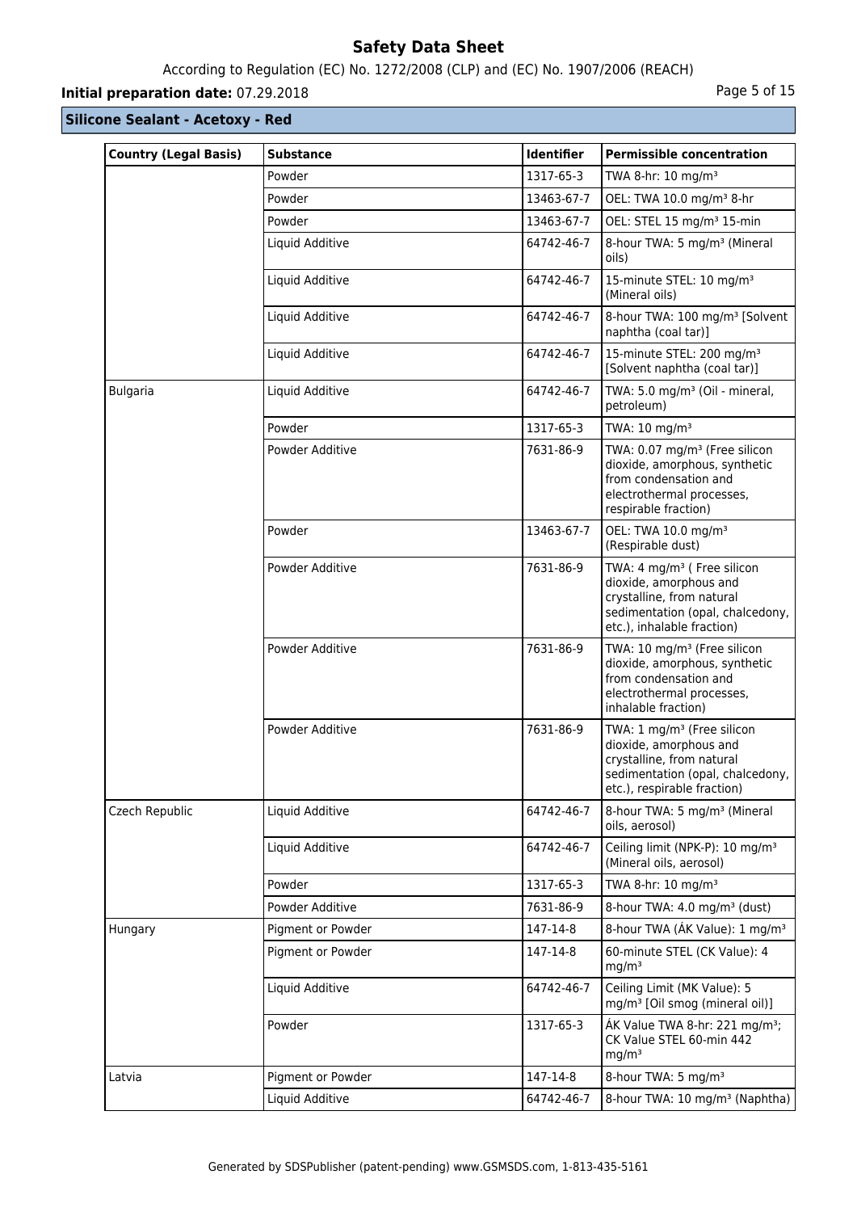## Silicone Sealant - Acetoxy - Red

| Country (Legal Basis) | Substance | Identifier | Permissible concentration |
|---|---|---|---|
| | Powder | 1317-65-3 | TWA 8-hr: 10 mg/m³ |
| | Powder | 13463-67-7 | OEL: TWA 10.0 mg/m³ 8-hr |
| | Powder | 13463-67-7 | OEL: STEL 15 mg/m³ 15-min |
| | Liquid Additive | 64742-46-7 | 8-hour TWA: 5 mg/m³ (Mineral oils) |
| | Liquid Additive | 64742-46-7 | 15-minute STEL: 10 mg/m³ (Mineral oils) |
| | Liquid Additive | 64742-46-7 | 8-hour TWA: 100 mg/m³ [Solvent naphtha (coal tar)] |
| | Liquid Additive | 64742-46-7 | 15-minute STEL: 200 mg/m³ [Solvent naphtha (coal tar)] |
| Bulgaria | Liquid Additive | 64742-46-7 | TWA: 5.0 mg/m³ (Oil - mineral, petroleum) |
| | Powder | 1317-65-3 | TWA: 10 mg/m³ |
| | Powder Additive | 7631-86-9 | TWA: 0.07 mg/m³ (Free silicon dioxide, amorphous, synthetic from condensation and electrothermal processes, respirable fraction) |
| | Powder | 13463-67-7 | OEL: TWA 10.0 mg/m³ (Respirable dust) |
| | Powder Additive | 7631-86-9 | TWA: 4 mg/m³ ( Free silicon dioxide, amorphous and crystalline, from natural sedimentation (opal, chalcedony, etc.), inhalable fraction) |
| | Powder Additive | 7631-86-9 | TWA: 10 mg/m³ (Free silicon dioxide, amorphous, synthetic from condensation and electrothermal processes, inhalable fraction) |
| | Powder Additive | 7631-86-9 | TWA: 1 mg/m³ (Free silicon dioxide, amorphous and crystalline, from natural sedimentation (opal, chalcedony, etc.), respirable fraction) |
| Czech Republic | Liquid Additive | 64742-46-7 | 8-hour TWA: 5 mg/m³ (Mineral oils, aerosol) |
| | Liquid Additive | 64742-46-7 | Ceiling limit (NPK-P): 10 mg/m³ (Mineral oils, aerosol) |
| | Powder | 1317-65-3 | TWA 8-hr: 10 mg/m³ |
| | Powder Additive | 7631-86-9 | 8-hour TWA: 4.0 mg/m³ (dust) |
| Hungary | Pigment or Powder | 147-14-8 | 8-hour TWA (ÁK Value): 1 mg/m³ |
| | Pigment or Powder | 147-14-8 | 60-minute STEL (CK Value): 4 mg/m³ |
| | Liquid Additive | 64742-46-7 | Ceiling Limit (MK Value): 5 mg/m³ [Oil smog (mineral oil)] |
| | Powder | 1317-65-3 | ÁK Value TWA 8-hr: 221 mg/m³; CK Value STEL 60-min 442 mg/m³ |
| Latvia | Pigment or Powder | 147-14-8 | 8-hour TWA: 5 mg/m³ |
| | Liquid Additive | 64742-46-7 | 8-hour TWA: 10 mg/m³ (Naphtha) |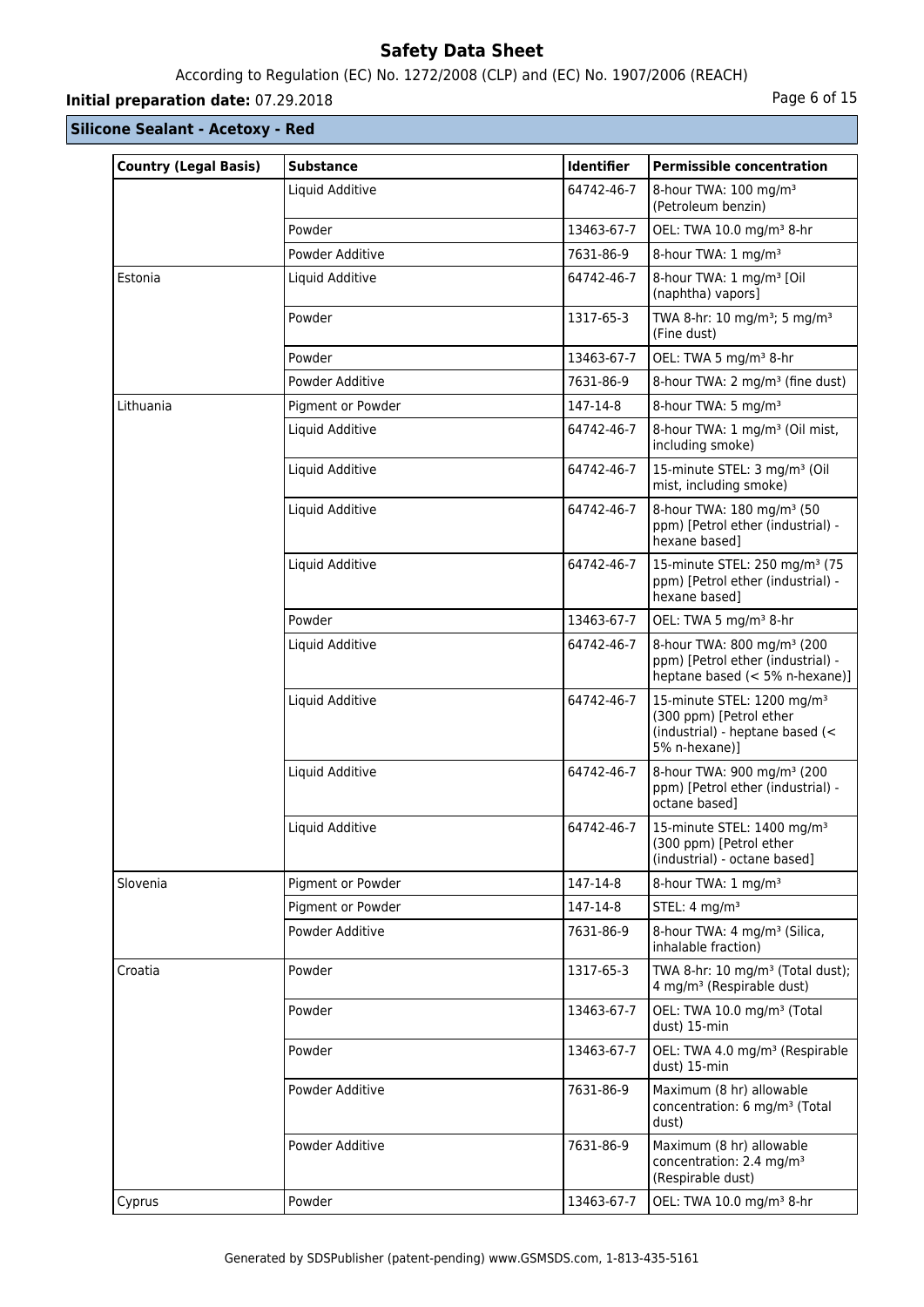## Silicone Sealant - Acetoxy - Red

| Country (Legal Basis) | Substance | Identifier | Permissible concentration |
|---|---|---|---|
| | Liquid Additive | 64742-46-7 | 8-hour TWA: 100 mg/m³ (Petroleum benzin) |
| | Powder | 13463-67-7 | OEL: TWA 10.0 mg/m³ 8-hr |
| | Powder Additive | 7631-86-9 | 8-hour TWA: 1 mg/m³ |
| Estonia | Liquid Additive | 64742-46-7 | 8-hour TWA: 1 mg/m³ [Oil (naphtha) vapors] |
| | Powder | 1317-65-3 | TWA 8-hr: 10 mg/m³; 5 mg/m³ (Fine dust) |
| | Powder | 13463-67-7 | OEL: TWA 5 mg/m³ 8-hr |
| | Powder Additive | 7631-86-9 | 8-hour TWA: 2 mg/m³ (fine dust) |
| Lithuania | Pigment or Powder | 147-14-8 | 8-hour TWA: 5 mg/m³ |
| | Liquid Additive | 64742-46-7 | 8-hour TWA: 1 mg/m³ (Oil mist, including smoke) |
| | Liquid Additive | 64742-46-7 | 15-minute STEL: 3 mg/m³ (Oil mist, including smoke) |
| | Liquid Additive | 64742-46-7 | 8-hour TWA: 180 mg/m³ (50 ppm) [Petrol ether (industrial) - hexane based] |
| | Liquid Additive | 64742-46-7 | 15-minute STEL: 250 mg/m³ (75 ppm) [Petrol ether (industrial) - hexane based] |
| | Powder | 13463-67-7 | OEL: TWA 5 mg/m³ 8-hr |
| | Liquid Additive | 64742-46-7 | 8-hour TWA: 800 mg/m³ (200 ppm) [Petrol ether (industrial) - heptane based (< 5% n-hexane)] |
| | Liquid Additive | 64742-46-7 | 15-minute STEL: 1200 mg/m³ (300 ppm) [Petrol ether (industrial) - heptane based (< 5% n-hexane)] |
| | Liquid Additive | 64742-46-7 | 8-hour TWA: 900 mg/m³ (200 ppm) [Petrol ether (industrial) - octane based] |
| | Liquid Additive | 64742-46-7 | 15-minute STEL: 1400 mg/m³ (300 ppm) [Petrol ether (industrial) - octane based] |
| Slovenia | Pigment or Powder | 147-14-8 | 8-hour TWA: 1 mg/m³ |
| | Pigment or Powder | 147-14-8 | STEL: 4 mg/m³ |
| | Powder Additive | 7631-86-9 | 8-hour TWA: 4 mg/m³ (Silica, inhalable fraction) |
| Croatia | Powder | 1317-65-3 | TWA 8-hr: 10 mg/m³ (Total dust); 4 mg/m³ (Respirable dust) |
| | Powder | 13463-67-7 | OEL: TWA 10.0 mg/m³ (Total dust) 15-min |
| | Powder | 13463-67-7 | OEL: TWA 4.0 mg/m³ (Respirable dust) 15-min |
| | Powder Additive | 7631-86-9 | Maximum (8 hr) allowable concentration: 6 mg/m³ (Total dust) |
| | Powder Additive | 7631-86-9 | Maximum (8 hr) allowable concentration: 2.4 mg/m³ (Respirable dust) |
| Cyprus | Powder | 13463-67-7 | OEL: TWA 10.0 mg/m³ 8-hr |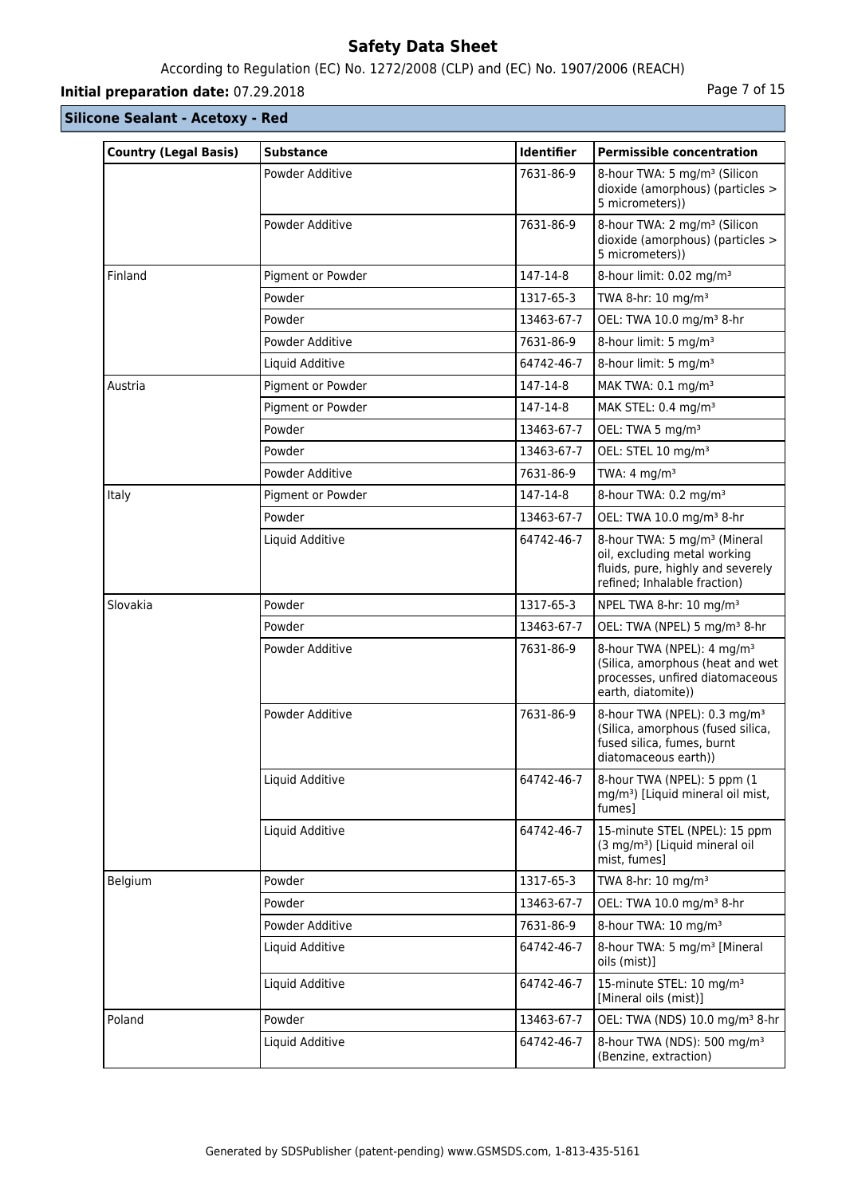## Silicone Sealant - Acetoxy - Red

| Country (Legal Basis) | Substance | Identifier | Permissible concentration |
|---|---|---|---|
| | Powder Additive | 7631-86-9 | 8-hour TWA: 5 mg/m³ (Silicon dioxide (amorphous) (particles > 5 micrometers)) |
| | Powder Additive | 7631-86-9 | 8-hour TWA: 2 mg/m³ (Silicon dioxide (amorphous) (particles > 5 micrometers)) |
| Finland | Pigment or Powder | 147-14-8 | 8-hour limit: 0.02 mg/m³ |
| | Powder | 1317-65-3 | TWA 8-hr: 10 mg/m³ |
| | Powder | 13463-67-7 | OEL: TWA 10.0 mg/m³ 8-hr |
| | Powder Additive | 7631-86-9 | 8-hour limit: 5 mg/m³ |
| | Liquid Additive | 64742-46-7 | 8-hour limit: 5 mg/m³ |
| Austria | Pigment or Powder | 147-14-8 | MAK TWA: 0.1 mg/m³ |
| | Pigment or Powder | 147-14-8 | MAK STEL: 0.4 mg/m³ |
| | Powder | 13463-67-7 | OEL: TWA 5 mg/m³ |
| | Powder | 13463-67-7 | OEL: STEL 10 mg/m³ |
| | Powder Additive | 7631-86-9 | TWA: 4 mg/m³ |
| Italy | Pigment or Powder | 147-14-8 | 8-hour TWA: 0.2 mg/m³ |
| | Powder | 13463-67-7 | OEL: TWA 10.0 mg/m³ 8-hr |
| | Liquid Additive | 64742-46-7 | 8-hour TWA: 5 mg/m³ (Mineral oil, excluding metal working fluids, pure, highly and severely refined; Inhalable fraction) |
| Slovakia | Powder | 1317-65-3 | NPEL TWA 8-hr: 10 mg/m³ |
| | Powder | 13463-67-7 | OEL: TWA (NPEL) 5 mg/m³ 8-hr |
| | Powder Additive | 7631-86-9 | 8-hour TWA (NPEL): 4 mg/m³ (Silica, amorphous (heat and wet processes, unfired diatomaceous earth, diatomite)) |
| | Powder Additive | 7631-86-9 | 8-hour TWA (NPEL): 0.3 mg/m³ (Silica, amorphous (fused silica, fused silica, fumes, burnt diatomaceous earth)) |
| | Liquid Additive | 64742-46-7 | 8-hour TWA (NPEL): 5 ppm (1 mg/m³) [Liquid mineral oil mist, fumes] |
| | Liquid Additive | 64742-46-7 | 15-minute STEL (NPEL): 15 ppm (3 mg/m³) [Liquid mineral oil mist, fumes] |
| Belgium | Powder | 1317-65-3 | TWA 8-hr: 10 mg/m³ |
| | Powder | 13463-67-7 | OEL: TWA 10.0 mg/m³ 8-hr |
| | Powder Additive | 7631-86-9 | 8-hour TWA: 10 mg/m³ |
| | Liquid Additive | 64742-46-7 | 8-hour TWA: 5 mg/m³ [Mineral oils (mist)] |
| | Liquid Additive | 64742-46-7 | 15-minute STEL: 10 mg/m³ [Mineral oils (mist)] |
| Poland | Powder | 13463-67-7 | OEL: TWA (NDS) 10.0 mg/m³ 8-hr |
| | Liquid Additive | 64742-46-7 | 8-hour TWA (NDS): 500 mg/m³ (Benzine, extraction) |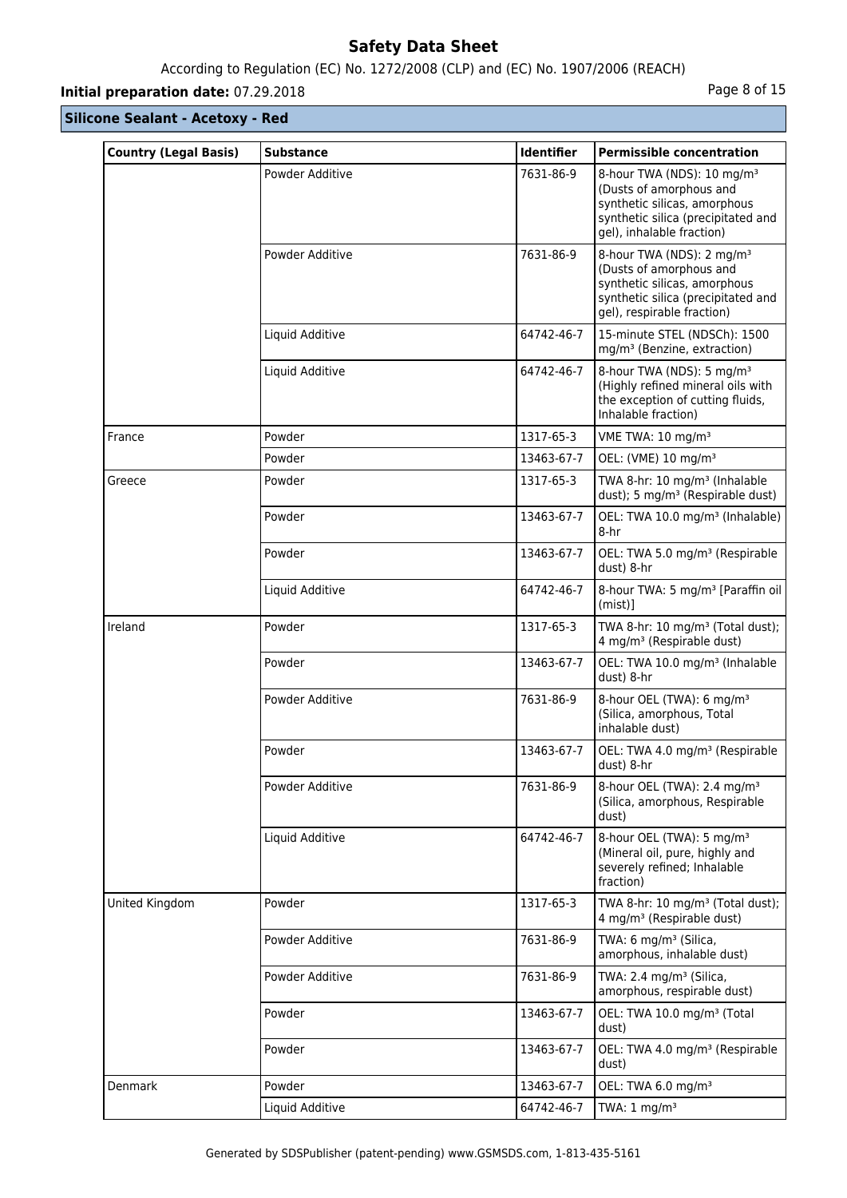**Silicone Sealant - Acetoxy - Red**

| Country (Legal Basis) | Substance | Identifier | Permissible concentration |
|---|---|---|---|
| | Powder Additive | 7631-86-9 | 8-hour TWA (NDS): 10 mg/m³ (Dusts of amorphous and synthetic silicas, amorphous synthetic silica (precipitated and gel), inhalable fraction) |
| | Powder Additive | 7631-86-9 | 8-hour TWA (NDS): 2 mg/m³ (Dusts of amorphous and synthetic silicas, amorphous synthetic silica (precipitated and gel), respirable fraction) |
| | Liquid Additive | 64742-46-7 | 15-minute STEL (NDSCh): 1500 mg/m³ (Benzine, extraction) |
| | Liquid Additive | 64742-46-7 | 8-hour TWA (NDS): 5 mg/m³ (Highly refined mineral oils with the exception of cutting fluids, Inhalable fraction) |
| France | Powder | 1317-65-3 | VME TWA: 10 mg/m³ |
| | Powder | 13463-67-7 | OEL: (VME) 10 mg/m³ |
| Greece | Powder | 1317-65-3 | TWA 8-hr: 10 mg/m³ (Inhalable dust); 5 mg/m³ (Respirable dust) |
| | Powder | 13463-67-7 | OEL: TWA 10.0 mg/m³ (Inhalable) 8-hr |
| | Powder | 13463-67-7 | OEL: TWA 5.0 mg/m³ (Respirable dust) 8-hr |
| | Liquid Additive | 64742-46-7 | 8-hour TWA: 5 mg/m³ [Paraffin oil (mist)] |
| Ireland | Powder | 1317-65-3 | TWA 8-hr: 10 mg/m³ (Total dust); 4 mg/m³ (Respirable dust) |
| | Powder | 13463-67-7 | OEL: TWA 10.0 mg/m³ (Inhalable dust) 8-hr |
| | Powder Additive | 7631-86-9 | 8-hour OEL (TWA): 6 mg/m³ (Silica, amorphous, Total inhalable dust) |
| | Powder | 13463-67-7 | OEL: TWA 4.0 mg/m³ (Respirable dust) 8-hr |
| | Powder Additive | 7631-86-9 | 8-hour OEL (TWA): 2.4 mg/m³ (Silica, amorphous, Respirable dust) |
| | Liquid Additive | 64742-46-7 | 8-hour OEL (TWA): 5 mg/m³ (Mineral oil, pure, highly and severely refined; Inhalable fraction) |
| United Kingdom | Powder | 1317-65-3 | TWA 8-hr: 10 mg/m³ (Total dust); 4 mg/m³ (Respirable dust) |
| | Powder Additive | 7631-86-9 | TWA: 6 mg/m³ (Silica, amorphous, inhalable dust) |
| | Powder Additive | 7631-86-9 | TWA: 2.4 mg/m³ (Silica, amorphous, respirable dust) |
| | Powder | 13463-67-7 | OEL: TWA 10.0 mg/m³ (Total dust) |
| | Powder | 13463-67-7 | OEL: TWA 4.0 mg/m³ (Respirable dust) |
| Denmark | Powder | 13463-67-7 | OEL: TWA 6.0 mg/m³ |
| | Liquid Additive | 64742-46-7 | TWA: 1 mg/m³ |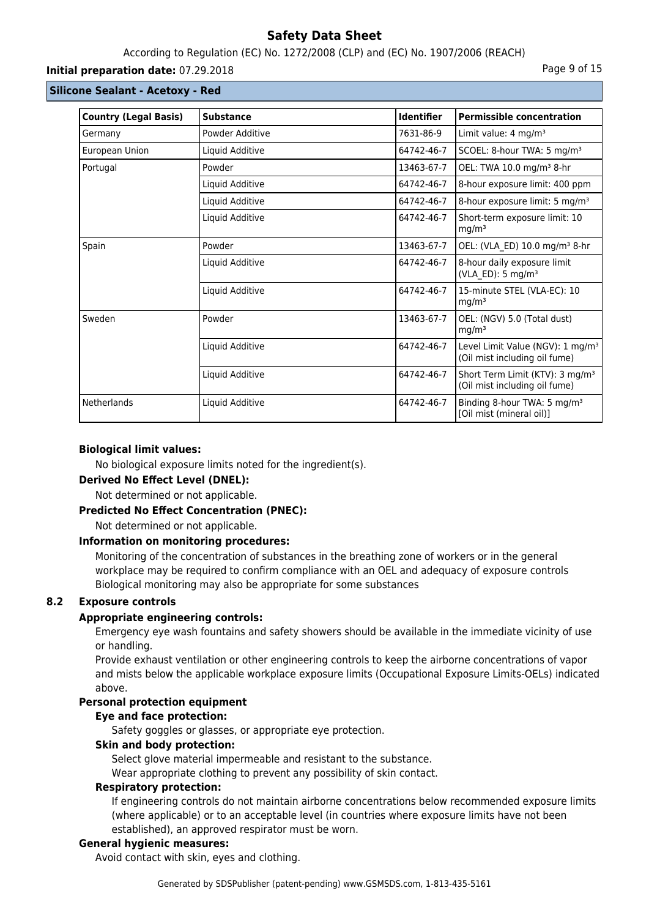**Silicone Sealant - Acetoxy - Red**

| Country (Legal Basis) | Substance | Identifier | Permissible concentration |
|---|---|---|---|
| Germany | Powder Additive | 7631-86-9 | Limit value: 4 mg/m³ |
| European Union | Liquid Additive | 64742-46-7 | SCOEL: 8-hour TWA: 5 mg/m³ |
| Portugal | Powder | 13463-67-7 | OEL: TWA 10.0 mg/m³ 8-hr |
| | Liquid Additive | 64742-46-7 | 8-hour exposure limit: 400 ppm |
| | Liquid Additive | 64742-46-7 | 8-hour exposure limit: 5 mg/m³ |
| | Liquid Additive | 64742-46-7 | Short-term exposure limit: 10 mg/m³ |
| Spain | Powder | 13463-67-7 | OEL: (VLA_ED) 10.0 mg/m³ 8-hr |
| | Liquid Additive | 64742-46-7 | 8-hour daily exposure limit (VLA_ED): 5 mg/m³ |
| | Liquid Additive | 64742-46-7 | 15-minute STEL (VLA-EC): 10 mg/m³ |
| Sweden | Powder | 13463-67-7 | OEL: (NGV) 5.0 (Total dust) mg/m³ |
| | Liquid Additive | 64742-46-7 | Level Limit Value (NGV): 1 mg/m³ (Oil mist including oil fume) |
| | Liquid Additive | 64742-46-7 | Short Term Limit (KTV): 3 mg/m³ (Oil mist including oil fume) |
| Netherlands | Liquid Additive | 64742-46-7 | Binding 8-hour TWA: 5 mg/m³ [Oil mist (mineral oil)] |

**Biological limit values:**

No biological exposure limits noted for the ingredient(s).

**Derived No Effect Level (DNEL):**

Not determined or not applicable.

**Predicted No Effect Concentration (PNEC):**

Not determined or not applicable.

**Information on monitoring procedures:**

Monitoring of the concentration of substances in the breathing zone of workers or in the general workplace may be required to confirm compliance with an OEL and adequacy of exposure controls Biological monitoring may also be appropriate for some substances

## 8.2 Exposure controls

**Appropriate engineering controls:**

Emergency eye wash fountains and safety showers should be available in the immediate vicinity of use or handling.

Provide exhaust ventilation or other engineering controls to keep the airborne concentrations of vapor and mists below the applicable workplace exposure limits (Occupational Exposure Limits-OELs) indicated above.

**Personal protection equipment**

**Eye and face protection:**

Safety goggles or glasses, or appropriate eye protection.

**Skin and body protection:**

Select glove material impermeable and resistant to the substance.

Wear appropriate clothing to prevent any possibility of skin contact.

**Respiratory protection:**

If engineering controls do not maintain airborne concentrations below recommended exposure limits (where applicable) or to an acceptable level (in countries where exposure limits have not been established), an approved respirator must be worn.

**General hygienic measures:**

Avoid contact with skin, eyes and clothing.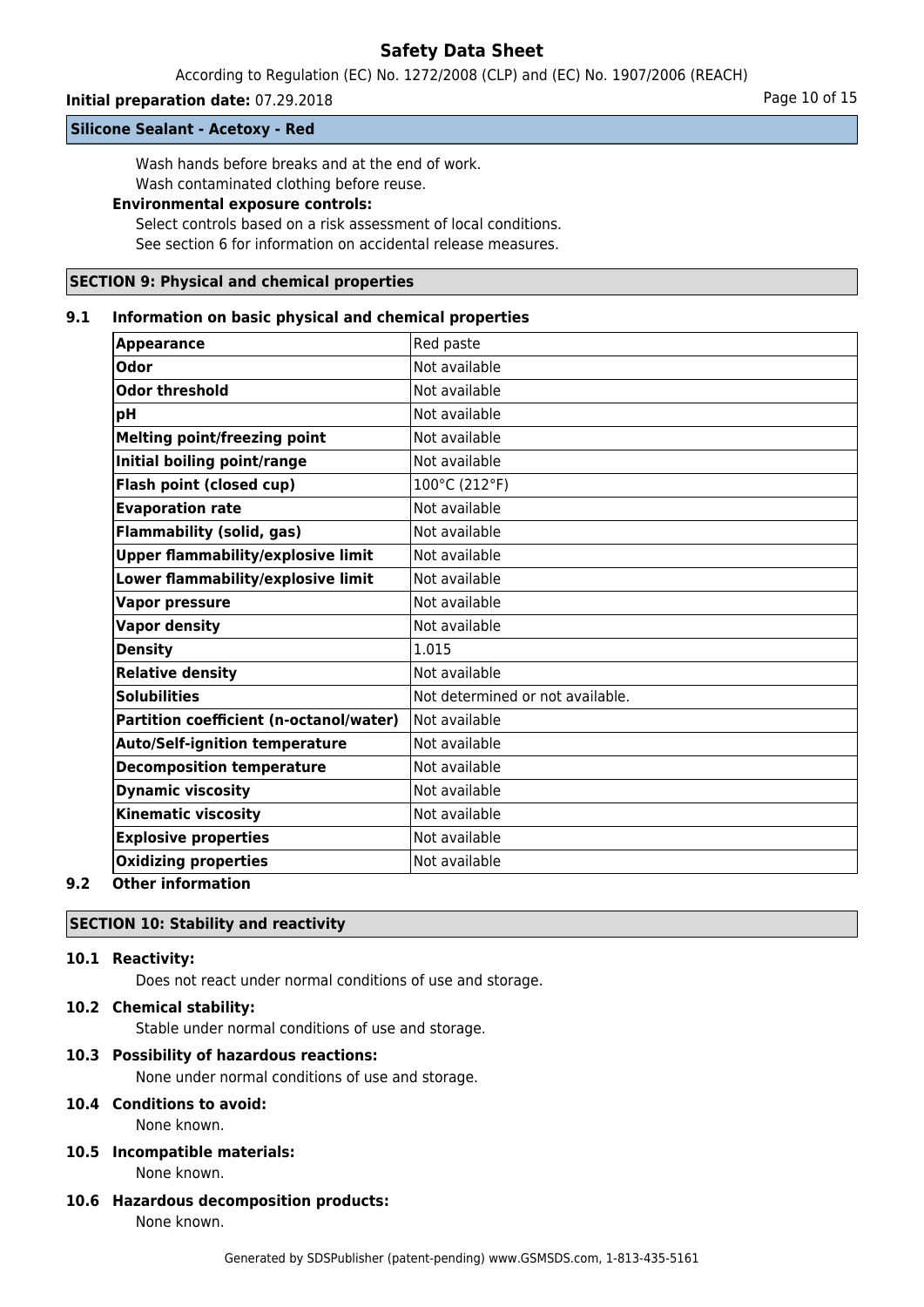**Silicone Sealant - Acetoxy - Red**

Wash hands before breaks and at the end of work.
Wash contaminated clothing before reuse.

**Environmental exposure controls:**

Select controls based on a risk assessment of local conditions.
See section 6 for information on accidental release measures.

## SECTION 9: Physical and chemical properties

### 9.1 Information on basic physical and chemical properties

| | |
|---|---|
| **Appearance** | Red paste |
| **Odor** | Not available |
| **Odor threshold** | Not available |
| **pH** | Not available |
| **Melting point/freezing point** | Not available |
| **Initial boiling point/range** | Not available |
| **Flash point (closed cup)** | 100°C (212°F) |
| **Evaporation rate** | Not available |
| **Flammability (solid, gas)** | Not available |
| **Upper flammability/explosive limit** | Not available |
| **Lower flammability/explosive limit** | Not available |
| **Vapor pressure** | Not available |
| **Vapor density** | Not available |
| **Density** | 1.015 |
| **Relative density** | Not available |
| **Solubilities** | Not determined or not available. |
| **Partition coefficient (n-octanol/water)** | Not available |
| **Auto/Self-ignition temperature** | Not available |
| **Decomposition temperature** | Not available |
| **Dynamic viscosity** | Not available |
| **Kinematic viscosity** | Not available |
| **Explosive properties** | Not available |
| **Oxidizing properties** | Not available |

### 9.2 Other information

## SECTION 10: Stability and reactivity

### 10.1 Reactivity:

Does not react under normal conditions of use and storage.

### 10.2 Chemical stability:

Stable under normal conditions of use and storage.

### 10.3 Possibility of hazardous reactions:

None under normal conditions of use and storage.

### 10.4 Conditions to avoid:

None known.

### 10.5 Incompatible materials:

None known.

### 10.6 Hazardous decomposition products:

None known.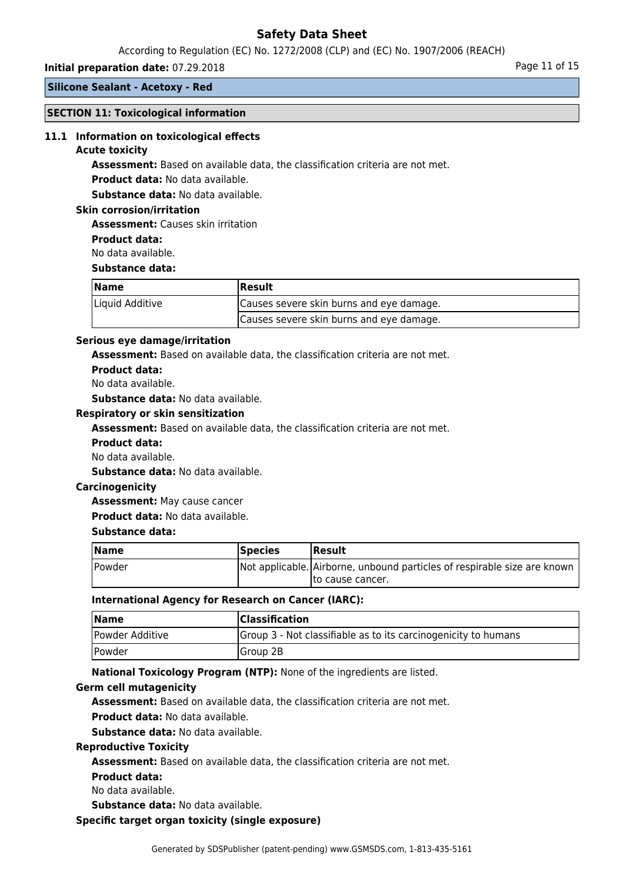**Silicone Sealant - Acetoxy - Red**

## SECTION 11: Toxicological information

### 11.1 Information on toxicological effects

**Acute toxicity**

**Assessment:** Based on available data, the classification criteria are not met.

**Product data:** No data available.

**Substance data:** No data available.

**Skin corrosion/irritation**

**Assessment:** Causes skin irritation

**Product data:**

No data available.

**Substance data:**

| Name | Result |
|---|---|
| Liquid Additive | Causes severe skin burns and eye damage. |
| | Causes severe skin burns and eye damage. |

**Serious eye damage/irritation**

**Assessment:** Based on available data, the classification criteria are not met.

**Product data:**

No data available.

**Substance data:** No data available.

**Respiratory or skin sensitization**

**Assessment:** Based on available data, the classification criteria are not met.

**Product data:**

No data available.

**Substance data:** No data available.

**Carcinogenicity**

**Assessment:** May cause cancer

**Product data:** No data available.

**Substance data:**

| Name | Species | Result |
|---|---|---|
| Powder | Not applicable. | Airborne, unbound particles of respirable size are known to cause cancer. |

**International Agency for Research on Cancer (IARC):**

| Name | Classification |
|---|---|
| Powder Additive | Group 3 - Not classifiable as to its carcinogenicity to humans |
| Powder | Group 2B |

**National Toxicology Program (NTP):** None of the ingredients are listed.

**Germ cell mutagenicity**

**Assessment:** Based on available data, the classification criteria are not met.

**Product data:** No data available.

**Substance data:** No data available.

**Reproductive Toxicity**

**Assessment:** Based on available data, the classification criteria are not met.

**Product data:**

No data available.

**Substance data:** No data available.

**Specific target organ toxicity (single exposure)**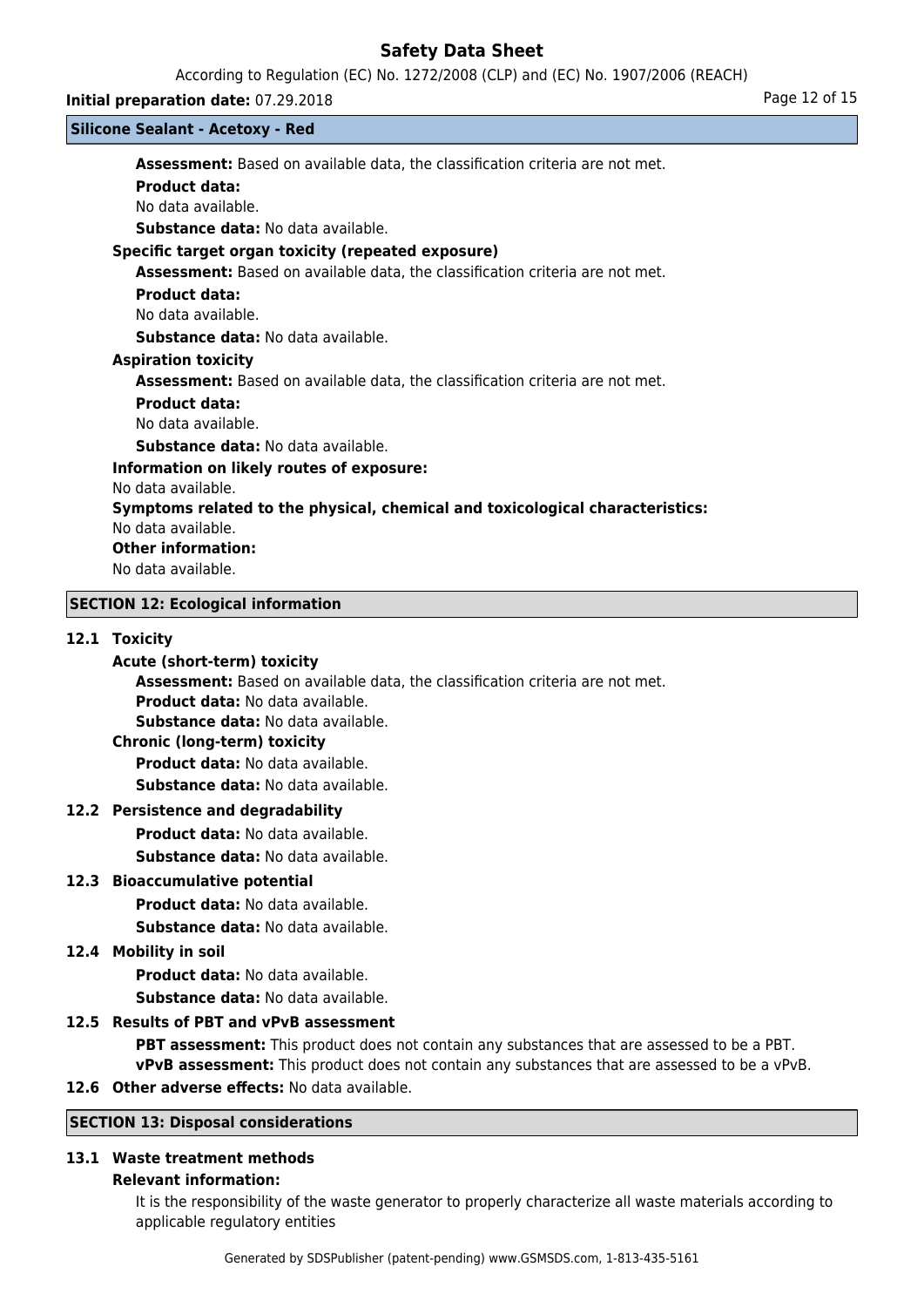**Assessment:** Based on available data, the classification criteria are not met.

**Product data:**

No data available.

**Substance data:** No data available.

**Specific target organ toxicity (repeated exposure)**

**Assessment:** Based on available data, the classification criteria are not met.

**Product data:**

No data available.

**Substance data:** No data available.

**Aspiration toxicity**

**Assessment:** Based on available data, the classification criteria are not met.

**Product data:**

No data available.

**Substance data:** No data available.

**Information on likely routes of exposure:**

No data available.

**Symptoms related to the physical, chemical and toxicological characteristics:**

No data available.

**Other information:**

No data available.

## SECTION 12: Ecological information

### 12.1 Toxicity

**Acute (short-term) toxicity**

**Assessment:** Based on available data, the classification criteria are not met.

**Product data:** No data available.

**Substance data:** No data available.

**Chronic (long-term) toxicity**

**Product data:** No data available.

**Substance data:** No data available.

### 12.2 Persistence and degradability

**Product data:** No data available.

**Substance data:** No data available.

### 12.3 Bioaccumulative potential

**Product data:** No data available.

**Substance data:** No data available.

### 12.4 Mobility in soil

**Product data:** No data available.

**Substance data:** No data available.

### 12.5 Results of PBT and vPvB assessment

**PBT assessment:** This product does not contain any substances that are assessed to be a PBT.

**vPvB assessment:** This product does not contain any substances that are assessed to be a vPvB.

### 12.6 Other adverse effects: No data available.

## SECTION 13: Disposal considerations

### 13.1 Waste treatment methods

**Relevant information:**

It is the responsibility of the waste generator to properly characterize all waste materials according to applicable regulatory entities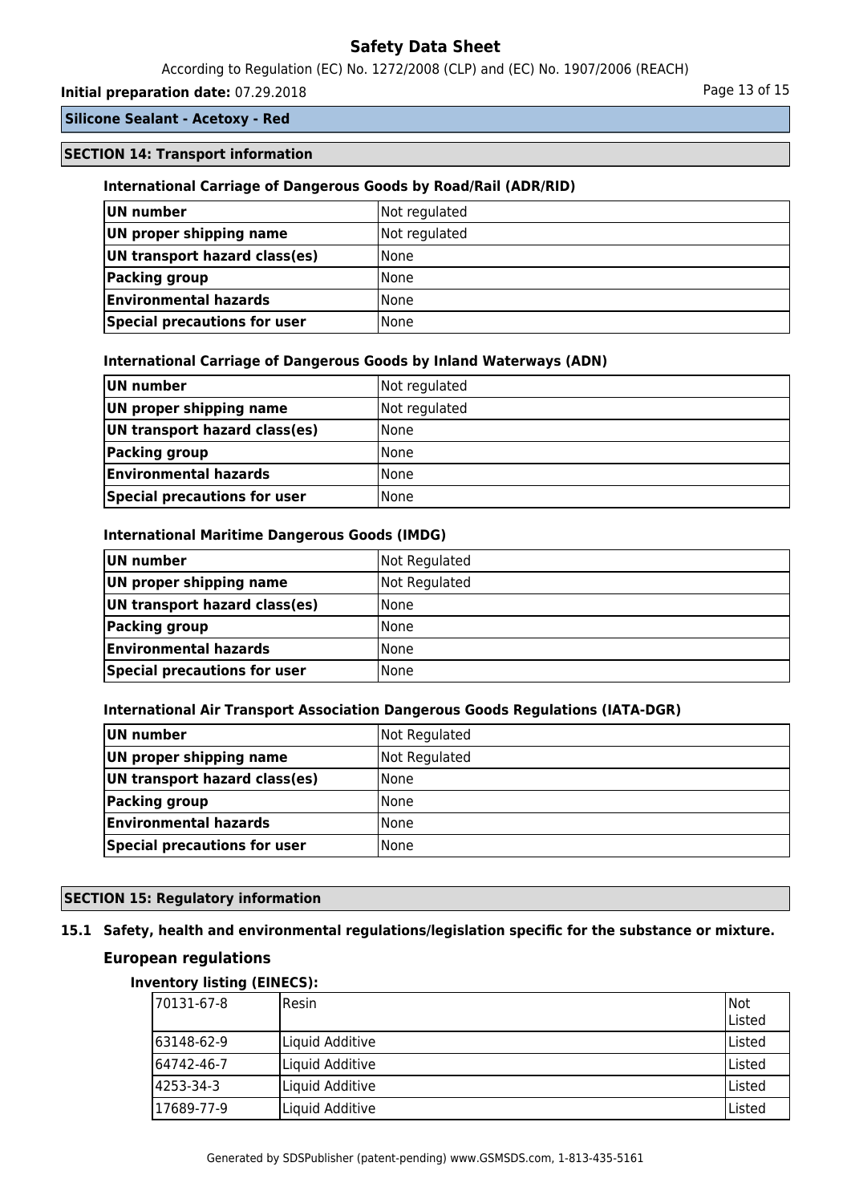**Silicone Sealant - Acetoxy - Red**

## SECTION 14: Transport information

### International Carriage of Dangerous Goods by Road/Rail (ADR/RID)

| | |
|---|---|
| **UN number** | Not regulated |
| **UN proper shipping name** | Not regulated |
| **UN transport hazard class(es)** | None |
| **Packing group** | None |
| **Environmental hazards** | None |
| **Special precautions for user** | None |

### International Carriage of Dangerous Goods by Inland Waterways (ADN)

| | |
|---|---|
| **UN number** | Not regulated |
| **UN proper shipping name** | Not regulated |
| **UN transport hazard class(es)** | None |
| **Packing group** | None |
| **Environmental hazards** | None |
| **Special precautions for user** | None |

### International Maritime Dangerous Goods (IMDG)

| | |
|---|---|
| **UN number** | Not Regulated |
| **UN proper shipping name** | Not Regulated |
| **UN transport hazard class(es)** | None |
| **Packing group** | None |
| **Environmental hazards** | None |
| **Special precautions for user** | None |

### International Air Transport Association Dangerous Goods Regulations (IATA-DGR)

| | |
|---|---|
| **UN number** | Not Regulated |
| **UN proper shipping name** | Not Regulated |
| **UN transport hazard class(es)** | None |
| **Packing group** | None |
| **Environmental hazards** | None |
| **Special precautions for user** | None |

## SECTION 15: Regulatory information

### 15.1 Safety, health and environmental regulations/legislation specific for the substance or mixture.

### European regulations

**Inventory listing (EINECS):**

| | | |
|---|---|---|
| 70131-67-8 | Resin | Not Listed |
| 63148-62-9 | Liquid Additive | Listed |
| 64742-46-7 | Liquid Additive | Listed |
| 4253-34-3 | Liquid Additive | Listed |
| 17689-77-9 | Liquid Additive | Listed |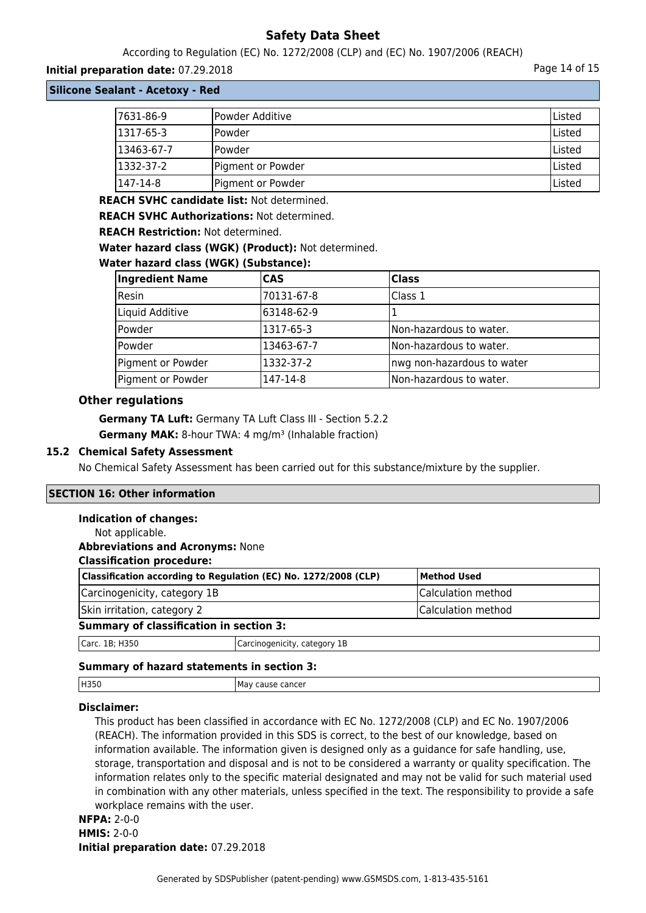| | | |
|---|---|---|
| 7631-86-9 | Powder Additive | Listed |
| 1317-65-3 | Powder | Listed |
| 13463-67-7 | Powder | Listed |
| 1332-37-2 | Pigment or Powder | Listed |
| 147-14-8 | Pigment or Powder | Listed |

**REACH SVHC candidate list:** Not determined.

**REACH SVHC Authorizations:** Not determined.

**REACH Restriction:** Not determined.

**Water hazard class (WGK) (Product):** Not determined.

**Water hazard class (WGK) (Substance):**

| Ingredient Name | CAS | Class |
|---|---|---|
| Resin | 70131-67-8 | Class 1 |
| Liquid Additive | 63148-62-9 | 1 |
| Powder | 1317-65-3 | Non-hazardous to water. |
| Powder | 13463-67-7 | Non-hazardous to water. |
| Pigment or Powder | 1332-37-2 | nwg non-hazardous to water |
| Pigment or Powder | 147-14-8 | Non-hazardous to water. |

### Other regulations

**Germany TA Luft:** Germany TA Luft Class III - Section 5.2.2

**Germany MAK:** 8-hour TWA: 4 mg/m³ (Inhalable fraction)

### 15.2 Chemical Safety Assessment

No Chemical Safety Assessment has been carried out for this substance/mixture by the supplier.

## SECTION 16: Other information

**Indication of changes:**

Not applicable.

**Abbreviations and Acronyms:** None

**Classification procedure:**

| Classification according to Regulation (EC) No. 1272/2008 (CLP) | Method Used |
|---|---|
| Carcinogenicity, category 1B | Calculation method |
| Skin irritation, category 2 | Calculation method |

**Summary of classification in section 3:**

| | |
|---|---|
| Carc. 1B; H350 | Carcinogenicity, category 1B |

**Summary of hazard statements in section 3:**

| | |
|---|---|
| H350 | May cause cancer |

**Disclaimer:**

This product has been classified in accordance with EC No. 1272/2008 (CLP) and EC No. 1907/2006 (REACH). The information provided in this SDS is correct, to the best of our knowledge, based on information available. The information given is designed only as a guidance for safe handling, use, storage, transportation and disposal and is not to be considered a warranty or quality specification. The information relates only to the specific material designated and may not be valid for such material used in combination with any other materials, unless specified in the text. The responsibility to provide a safe workplace remains with the user.

**NFPA:** 2-0-0

**HMIS:** 2-0-0

**Initial preparation date:** 07.29.2018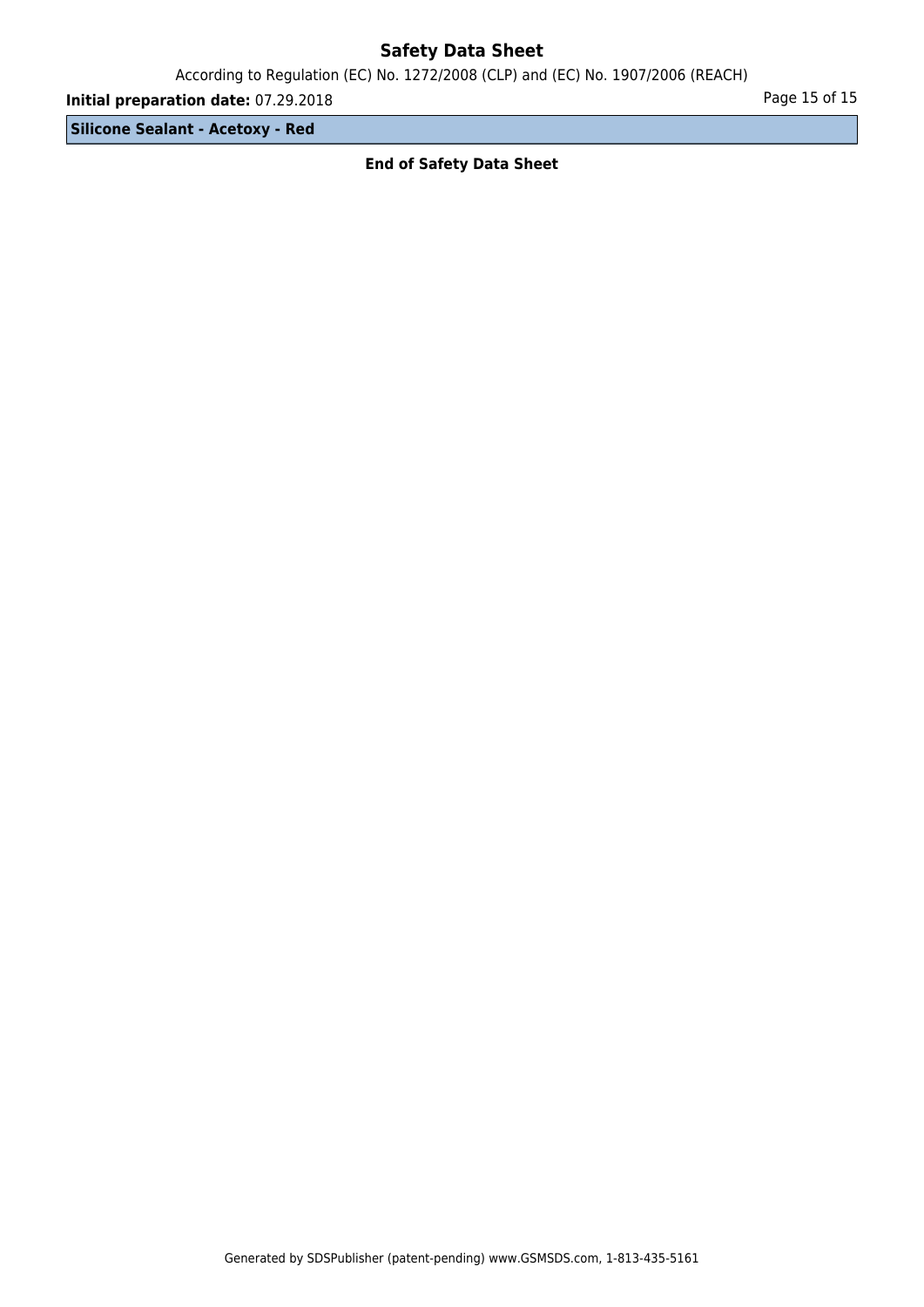**End of Safety Data Sheet**